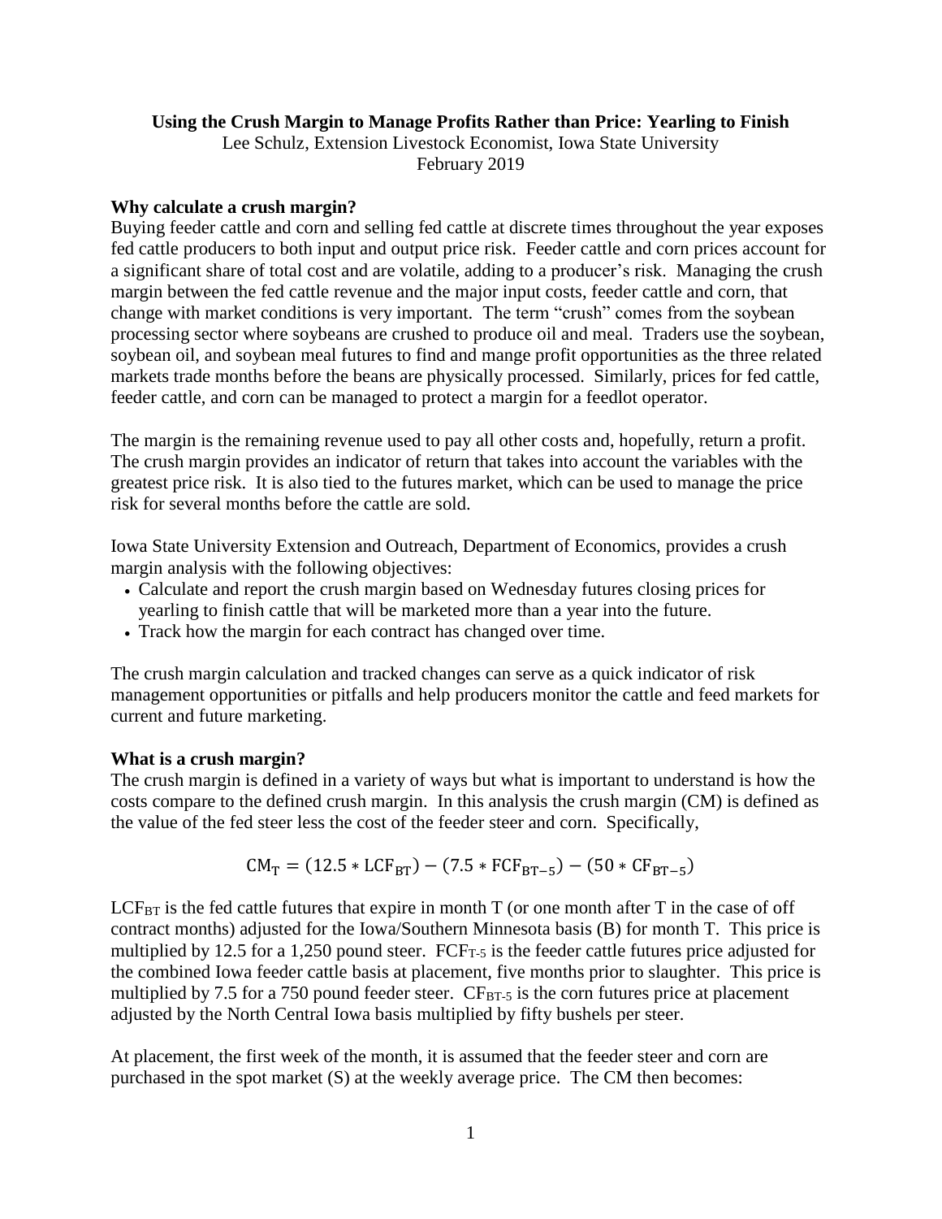**Using the Crush Margin to Manage Profits Rather than Price: Yearling to Finish**

Lee Schulz, Extension Livestock Economist, Iowa State University

February 2019

## Why calculate a crush margin?

Buying feeder cattle and corn and selling fed cattle at discrete times throughout the year exposes fed cattle producers to both input and output price risk. Feeder cattle and corn prices account for a significant share of total cost and are volatile, adding to a producer's risk. Managing the crush margin between the fed cattle revenue and the major input costs, feeder cattle and corn, that change with market conditions is very important. The term "crush" comes from the soybean processing sector where soybeans are crushed to produce oil and meal. Traders use the soybean, soybean oil, and soybean meal futures to find and mange profit opportunities as the three related markets trade months before the beans are physically processed. Similarly, prices for fed cattle, feeder cattle, and corn can be managed to protect a margin for a feedlot operator.

The margin is the remaining revenue used to pay all other costs and, hopefully, return a profit. The crush margin provides an indicator of return that takes into account the variables with the greatest price risk. It is also tied to the futures market, which can be used to manage the price risk for several months before the cattle are sold.

Iowa State University Extension and Outreach, Department of Economics, provides a crush margin analysis with the following objectives:

- Calculate and report the crush margin based on Wednesday futures closing prices for yearling to finish cattle that will be marketed more than a year into the future.
- Track how the margin for each contract has changed over time.

The crush margin calculation and tracked changes can serve as a quick indicator of risk management opportunities or pitfalls and help producers monitor the cattle and feed markets for current and future marketing.

## What is a crush margin?

The crush margin is defined in a variety of ways but what is important to understand is how the costs compare to the defined crush margin. In this analysis the crush margin (CM) is defined as the value of the fed steer less the cost of the feeder steer and corn. Specifically,

$$CM_T = (12.5 * LCF_{BT}) - (7.5 * FCF_{BT-5}) - (50 * CF_{BT-5})$$

$LCF_{BT}$ is the fed cattle futures that expire in month T (or one month after T in the case of off contract months) adjusted for the Iowa/Southern Minnesota basis (B) for month T. This price is multiplied by 12.5 for a 1,250 pound steer. $FCF_{T-5}$ is the feeder cattle futures price adjusted for the combined Iowa feeder cattle basis at placement, five months prior to slaughter. This price is multiplied by 7.5 for a 750 pound feeder steer. $CF_{BT-5}$ is the corn futures price at placement adjusted by the North Central Iowa basis multiplied by fifty bushels per steer.

At placement, the first week of the month, it is assumed that the feeder steer and corn are purchased in the spot market (S) at the weekly average price. The CM then becomes: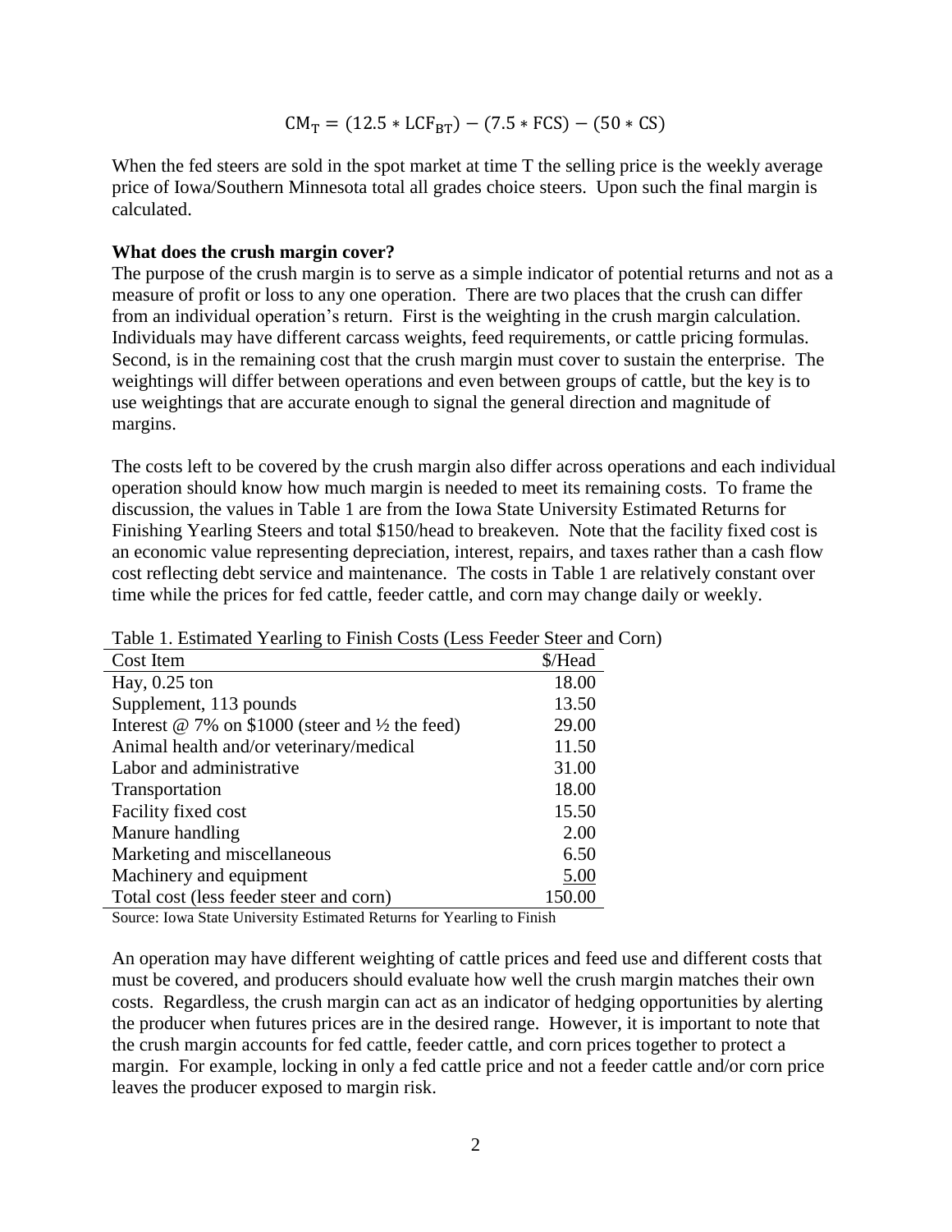$$CM_T = (12.5 * LCF_{BT}) - (7.5 * FCS) - (50 * CS)$$

When the fed steers are sold in the spot market at time T the selling price is the weekly average price of Iowa/Southern Minnesota total all grades choice steers. Upon such the final margin is calculated.

**What does the crush margin cover?**

The purpose of the crush margin is to serve as a simple indicator of potential returns and not as a measure of profit or loss to any one operation. There are two places that the crush can differ from an individual operation's return. First is the weighting in the crush margin calculation. Individuals may have different carcass weights, feed requirements, or cattle pricing formulas. Second, is in the remaining cost that the crush margin must cover to sustain the enterprise. The weightings will differ between operations and even between groups of cattle, but the key is to use weightings that are accurate enough to signal the general direction and magnitude of margins.

The costs left to be covered by the crush margin also differ across operations and each individual operation should know how much margin is needed to meet its remaining costs. To frame the discussion, the values in Table 1 are from the Iowa State University Estimated Returns for Finishing Yearling Steers and total $150/head to breakeven. Note that the facility fixed cost is an economic value representing depreciation, interest, repairs, and taxes rather than a cash flow cost reflecting debt service and maintenance. The costs in Table 1 are relatively constant over time while the prices for fed cattle, feeder cattle, and corn may change daily or weekly.

Table 1. Estimated Yearling to Finish Costs (Less Feeder Steer and Corn)

| Cost Item | $/Head |
|---|---:|
| Hay, 0.25 ton | 18.00 |
| Supplement, 113 pounds | 13.50 |
| Interest @ 7% on $1000 (steer and ½ the feed) | 29.00 |
| Animal health and/or veterinary/medical | 11.50 |
| Labor and administrative | 31.00 |
| Transportation | 18.00 |
| Facility fixed cost | 15.50 |
| Manure handling | 2.00 |
| Marketing and miscellaneous | 6.50 |
| Machinery and equipment | 5.00 |
| Total cost (less feeder steer and corn) | 150.00 |

Source: Iowa State University Estimated Returns for Yearling to Finish

An operation may have different weighting of cattle prices and feed use and different costs that must be covered, and producers should evaluate how well the crush margin matches their own costs. Regardless, the crush margin can act as an indicator of hedging opportunities by alerting the producer when futures prices are in the desired range. However, it is important to note that the crush margin accounts for fed cattle, feeder cattle, and corn prices together to protect a margin. For example, locking in only a fed cattle price and not a feeder cattle and/or corn price leaves the producer exposed to margin risk.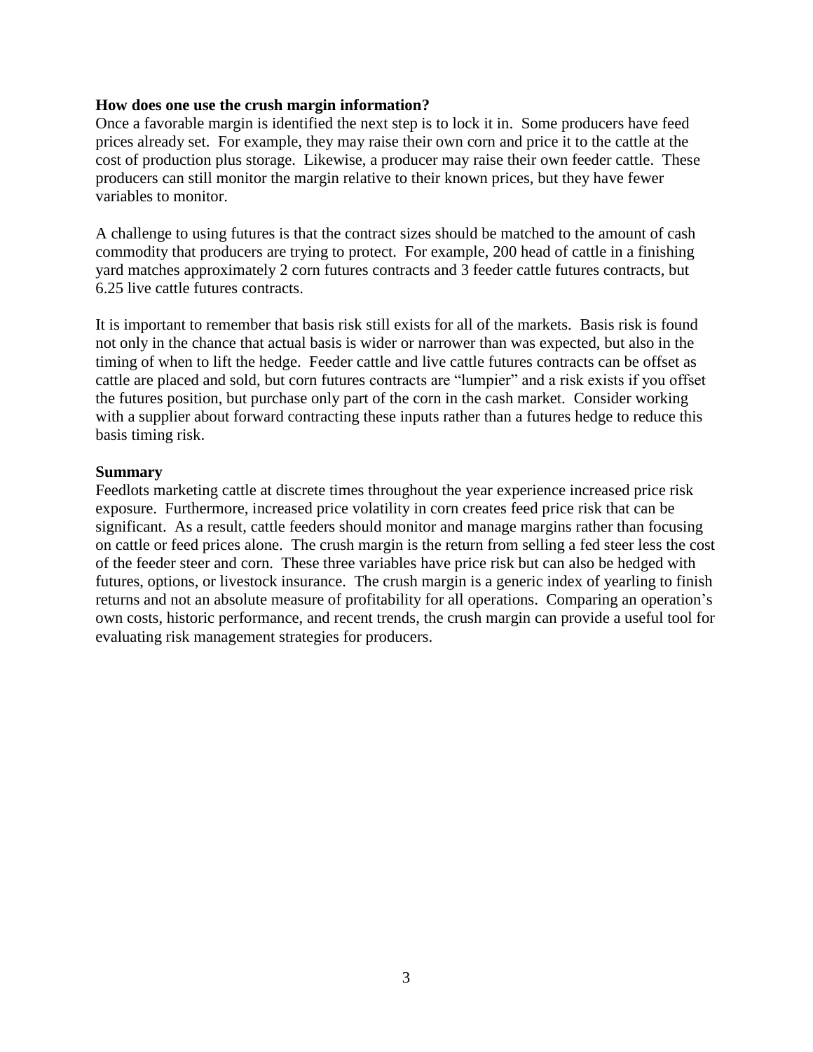**How does one use the crush margin information?**

Once a favorable margin is identified the next step is to lock it in. Some producers have feed prices already set. For example, they may raise their own corn and price it to the cattle at the cost of production plus storage. Likewise, a producer may raise their own feeder cattle. These producers can still monitor the margin relative to their known prices, but they have fewer variables to monitor.

A challenge to using futures is that the contract sizes should be matched to the amount of cash commodity that producers are trying to protect. For example, 200 head of cattle in a finishing yard matches approximately 2 corn futures contracts and 3 feeder cattle futures contracts, but 6.25 live cattle futures contracts.

It is important to remember that basis risk still exists for all of the markets. Basis risk is found not only in the chance that actual basis is wider or narrower than was expected, but also in the timing of when to lift the hedge. Feeder cattle and live cattle futures contracts can be offset as cattle are placed and sold, but corn futures contracts are "lumpier" and a risk exists if you offset the futures position, but purchase only part of the corn in the cash market. Consider working with a supplier about forward contracting these inputs rather than a futures hedge to reduce this basis timing risk.

**Summary**

Feedlots marketing cattle at discrete times throughout the year experience increased price risk exposure. Furthermore, increased price volatility in corn creates feed price risk that can be significant. As a result, cattle feeders should monitor and manage margins rather than focusing on cattle or feed prices alone. The crush margin is the return from selling a fed steer less the cost of the feeder steer and corn. These three variables have price risk but can also be hedged with futures, options, or livestock insurance. The crush margin is a generic index of yearling to finish returns and not an absolute measure of profitability for all operations. Comparing an operation's own costs, historic performance, and recent trends, the crush margin can provide a useful tool for evaluating risk management strategies for producers.